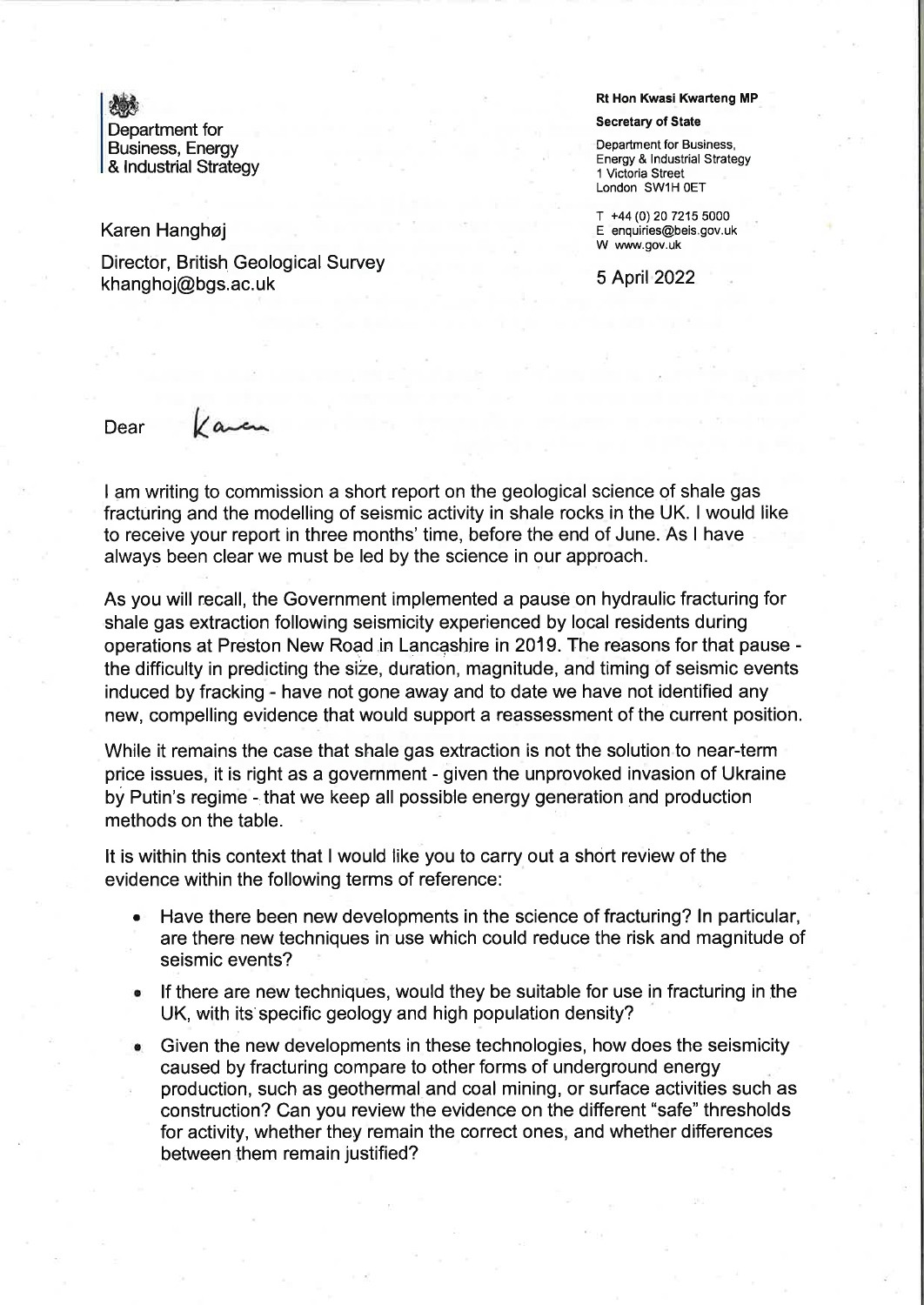Department for Business, Energy & Industrial Strategy

**Rt Hon Kwasi Kwarteng MP**

**Secretary of State**

Department for Business, Energy & Industrial Strategy
1 Victoria Street
London SW1H 0ET

T +44 (0) 20 7215 5000
E enquiries@beis.gov.uk
W www.gov.uk

5 April 2022

Karen Hanghøj

Director, British Geological Survey
khanghoj@bgs.ac.uk

Dear Karen

I am writing to commission a short report on the geological science of shale gas fracturing and the modelling of seismic activity in shale rocks in the UK. I would like to receive your report in three months' time, before the end of June. As I have always been clear we must be led by the science in our approach.

As you will recall, the Government implemented a pause on hydraulic fracturing for shale gas extraction following seismicity experienced by local residents during operations at Preston New Road in Lancashire in 2019. The reasons for that pause - the difficulty in predicting the size, duration, magnitude, and timing of seismic events induced by fracking - have not gone away and to date we have not identified any new, compelling evidence that would support a reassessment of the current position.

While it remains the case that shale gas extraction is not the solution to near-term price issues, it is right as a government - given the unprovoked invasion of Ukraine by Putin's regime - that we keep all possible energy generation and production methods on the table.

It is within this context that I would like you to carry out a short review of the evidence within the following terms of reference:

- Have there been new developments in the science of fracturing? In particular, are there new techniques in use which could reduce the risk and magnitude of seismic events?
- If there are new techniques, would they be suitable for use in fracturing in the UK, with its specific geology and high population density?
- Given the new developments in these technologies, how does the seismicity caused by fracturing compare to other forms of underground energy production, such as geothermal and coal mining, or surface activities such as construction? Can you review the evidence on the different "safe" thresholds for activity, whether they remain the correct ones, and whether differences between them remain justified?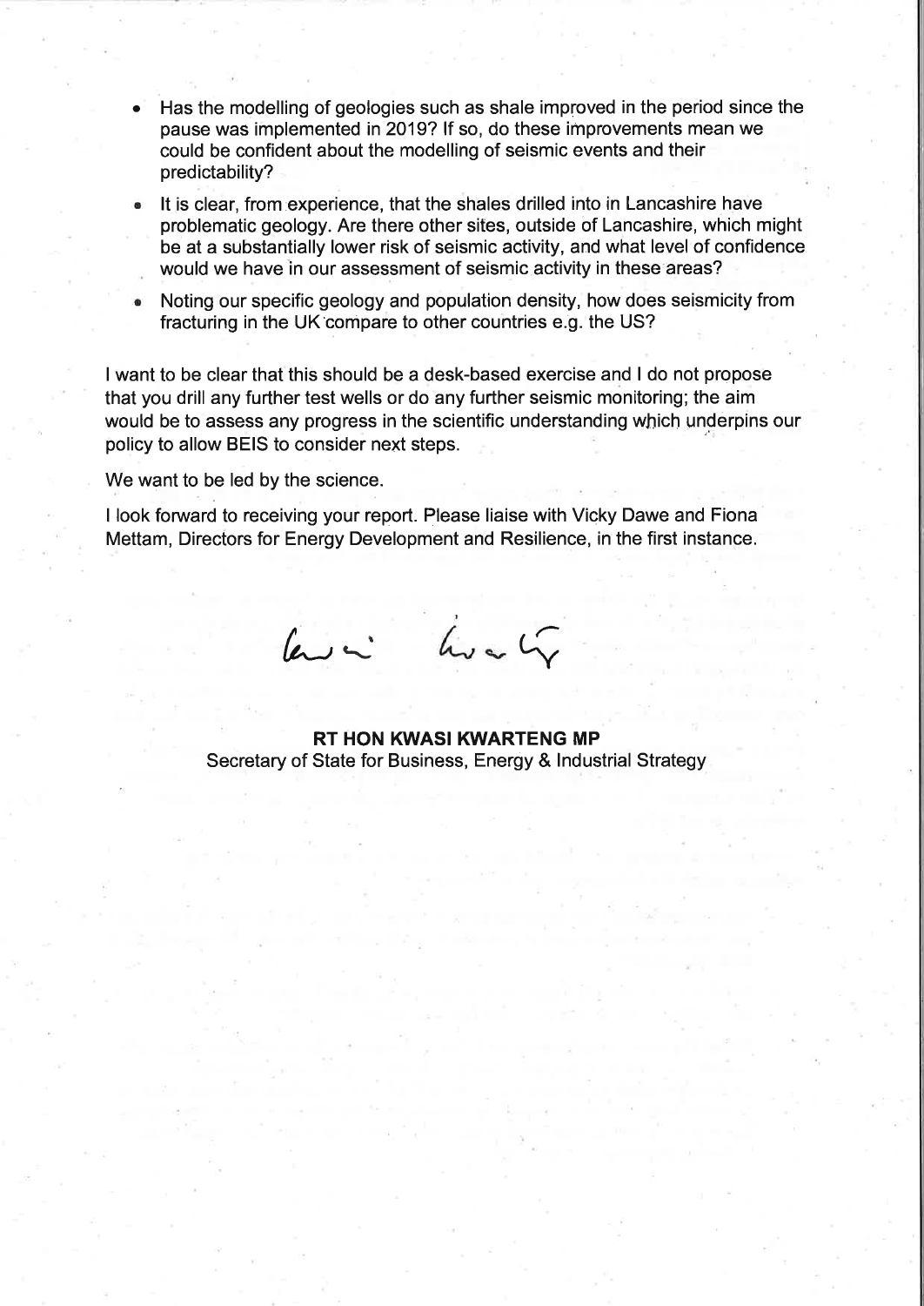- Has the modelling of geologies such as shale improved in the period since the pause was implemented in 2019? If so, do these improvements mean we could be confident about the modelling of seismic events and their predictability?
- It is clear, from experience, that the shales drilled into in Lancashire have problematic geology. Are there other sites, outside of Lancashire, which might be at a substantially lower risk of seismic activity, and what level of confidence would we have in our assessment of seismic activity in these areas?
- Noting our specific geology and population density, how does seismicity from fracturing in the UK compare to other countries e.g. the US?

I want to be clear that this should be a desk-based exercise and I do not propose that you drill any further test wells or do any further seismic monitoring; the aim would be to assess any progress in the scientific understanding which underpins our policy to allow BEIS to consider next steps.

We want to be led by the science.

I look forward to receiving your report. Please liaise with Vicky Dawe and Fiona Mettam, Directors for Energy Development and Resilience, in the first instance.

**RT HON KWASI KWARTENG MP**
Secretary of State for Business, Energy & Industrial Strategy